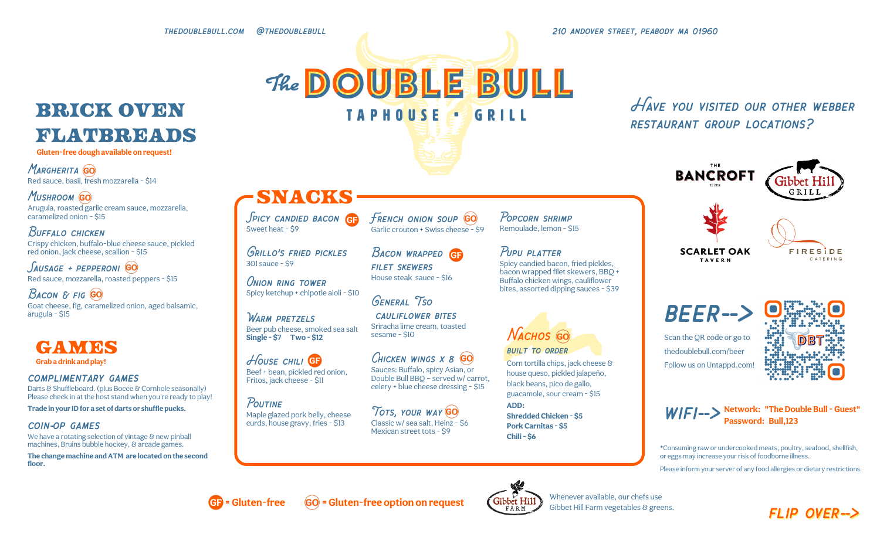THEDOUBLEBULL.COM @THEDOUBLEBULL

210 ANDOVER STREET, PEABODY MA 01960

# The DOUBLE BULL

TAPHOUSE • GRILL

## BRICK OVEN FLATBREADS

Gluten-free dough available on request!

**Margherita** GO
Red sauce, basil, fresh mozzarella - $14

**Mushroom** GO
Arugula, roasted garlic cream sauce, mozzarella, caramelized onion - $15

**Buffalo Chicken**
Crispy chicken, buffalo-blue cheese sauce, pickled red onion, jack cheese, scallion - $15

**Sausage + Pepperoni** GO
Red sauce, mozzarella, roasted peppers - $15

**Bacon & Fig** GO
Goat cheese, fig, caramelized onion, aged balsamic, arugula - $15

## GAMES

Grab a drink and play!

**COMPLIMENTARY GAMES**
Darts & Shuffleboard. (plus Bocce & Cornhole seasonally)
Please check in at the host stand when you're ready to play!
**Trade in your ID for a set of darts or shuffle pucks.**

**COIN-OP GAMES**
We have a rotating selection of vintage & new pinball machines, Bruins bubble hockey, & arcade games.
**The change machine and ATM are located on the second floor.**

## SNACKS

**Spicy Candied Bacon** GF
Sweet heat - $9

**Grillo's Fried Pickles**
301 sauce - $9

**Onion Ring Tower**
Spicy ketchup + chipotle aioli - $10

**Warm Pretzels**
Beer pub cheese, smoked sea salt
**Single - $7 Two - $12**

**House Chili** GF
Beef + bean, pickled red onion, Fritos, jack cheese - $11

**Poutine**
Maple glazed pork belly, cheese curds, house gravy, fries - $13

**French Onion Soup** GO
Garlic crouton + Swiss cheese - $9

**Bacon Wrapped Filet Skewers** GF
House steak sauce - $16

**General Tso Cauliflower Bites**
Sriracha lime cream, toasted sesame - $10

**Chicken Wings x 8** GO
Sauces: Buffalo, spicy Asian, or Double Bull BBQ - served w/ carrot, celery + blue cheese dressing - $15

**Tots, Your Way** GO
Classic w/ sea salt, Heinz - $6
Mexican street tots - $9

**Popcorn Shrimp**
Remoulade, lemon - $15

**Pupu Platter**
Spicy candied bacon, fried pickles, bacon wrapped filet skewers, BBQ + Buffalo chicken wings, cauliflower bites, assorted dipping sauces - $39

**Nachos** GO
**BUILT TO ORDER**
Corn tortilla chips, jack cheese & house queso, pickled jalapeño, black beans, pico de gallo, guacamole, sour cream - $15
**ADD:**
**Shredded Chicken - $5**
**Pork Carnitas - $5**
**Chili - $6**

## Have you visited our other Webber Restaurant Group locations?

The Bancroft · Gibbet Hill Grill · Scarlet Oak Tavern · Fireside Catering

**BEER-->**
Scan the QR code or go to thedoublebull.com/beer
Follow us on Untappd.com!

**WIFI-->** Network: "The Double Bull - Guest"
Password: Bull,123

*Consuming raw or undercooked meats, poultry, seafood, shellfish, or eggs may increase your risk of foodborne illness.

Please inform your server of any food allergies or dietary restrictions.

GF = Gluten-free GO = Gluten-free option on request

Whenever available, our chefs use Gibbet Hill Farm vegetables & greens.

FLIP OVER-->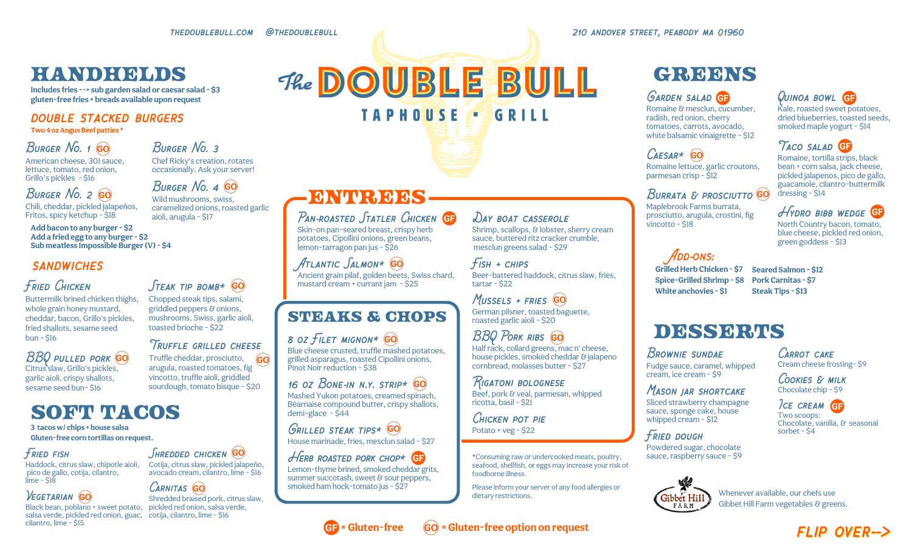THEDOUBLEBULL.COM @THEDOUBLEBULL

210 ANDOVER STREET, PEABODY MA 01960

# The DOUBLE BULL

TAPHOUSE • GRILL

## HANDHELDS

**Includes fries --> sub garden salad or caesar salad - $3**
**gluten-free fries + breads available upon request**

### DOUBLE STACKED BURGERS

**Two 4 oz Angus Beef patties***

**Burger No. 1** (GO)
American cheese, 301 sauce, lettuce, tomato, red onion, Grillo's pickles - $16

**Burger No. 2** (GO)
Chili, cheddar, pickled jalapeños, Fritos, spicy ketchup - $18

**Burger No. 3**
Chef Ricky's creation, rotates occasionally. Ask your server!

**Burger No. 4** (GO)
Wild mushrooms, swiss, caramelized onions, roasted garlic aioli, arugula - $17

**Add bacon to any burger - $2**
**Add a fried egg to any burger - $2**
**Sub meatless Impossible Burger (V) - $4**

### SANDWICHES

**Fried Chicken**
Buttermilk brined chicken thighs, whole grain honey mustard, cheddar, bacon, Grillo's pickles, fried shallots, sesame seed bun - $16

**BBQ Pulled Pork** (GO)
Citrus slaw, Grillo's pickles, garlic aioli, crispy shallots, sesame seed bun - $16

**Steak Tip Bomb*** (GO)
Chopped steak tips, salami, griddled peppers & onions, mushrooms, Swiss, garlic aioli, toasted brioche - $22

**Truffle Grilled Cheese** (GO)
Truffle cheddar, prosciutto, arugula, roasted tomatoes, fig vincotto, truffle aioli, griddled sourdough, tomato bisque - $20

## SOFT TACOS

**3 tacos w/ chips + house salsa**
**Gluten-free corn tortillas on request.**

**Fried Fish**
Haddock, citrus slaw, chipotle aioli, pico de gallo, cotija, cilantro, lime - $18

**Vegetarian** (GO)
Black bean, poblano + sweet potato, salsa verde, pickled red onion, guac, cilantro, lime - $15

**Shredded Chicken** (GO)
Cotija, citrus slaw, pickled jalapeño, avocado cream, cilantro, lime - $16

**Carnitas** (GO)
Shredded braised pork, citrus slaw, pickled red onion, salsa verde, cotija, cilantro, lime - $16

## ENTREES

**Pan-Roasted Statler Chicken** (GF)
Skin-on pan-seared breast, crispy herb potatoes, Cipollini onions, green beans, lemon-tarragon pan jus - $26

**Atlantic Salmon*** (GO)
Ancient grain pilaf, golden beets, Swiss chard, mustard cream + currant jam - $25

**Day Boat Casserole**
Shrimp, scallops, & lobster, sherry cream sauce, buttered ritz cracker crumble, mesclun greens salad - $29

**Fish + Chips**
Beer-battered haddock, citrus slaw, fries, tartar - $22

**Mussels + Fries** (GO)
German pilsner, toasted baguette, roasted garlic aioli - $20

**BBQ Pork Ribs** (GO)
Half rack, collard greens, mac n' cheese, house pickles, smoked cheddar & jalapeno cornbread, molasses butter - $27

**Rigatoni Bolognese**
Beef, pork & veal, parmesan, whipped ricotta, basil - $21

**Chicken Pot Pie**
Potato + veg - $22

## STEAKS & CHOPS

**8 oz Filet Mignon*** (GO)
Blue cheese crusted, truffle mashed potatoes, grilled asparagus, roasted Cipollini onions, Pinot Noir reduction - $38

**16 oz Bone-in N.Y. Strip*** (GO)
Mashed Yukon potatoes, creamed spinach, Béarnaise compound butter, crispy shallots, demi-glace - $44

**Grilled Steak Tips*** (GO)
House marinade, fries, mesclun salad - $27

**Herb Roasted Pork Chop*** (GF)
Lemon-thyme brined, smoked cheddar grits, summer succotash, sweet & sour peppers, smoked ham hock-tomato jus - $27

*Consuming raw or undercooked meats, poultry, seafood, shellfish, or eggs may increase your risk of foodborne illness.

Please inform your server of any food allergies or dietary restrictions.

## GREENS

**Garden Salad** (GF)
Romaine & mesclun, cucumber, radish, red onion, cherry tomatoes, carrots, avocado, white balsamic vinaigrette - $12

**Caesar*** (GO)
Romaine lettuce, garlic croutons, parmesan crisp - $12

**Burrata & Prosciutto** (GO)
Maplebrook Farms burrata, prosciutto, arugula, crostini, fig vincotto - $18

**Quinoa Bowl** (GF)
Kale, roasted sweet potatoes, dried blueberries, toasted seeds, smoked maple yogurt - $14

**Taco Salad** (GF)
Romaine, tortilla strips, black bean + corn salsa, jack cheese, pickled jalapenos, pico de gallo, guacamole, cilantro-buttermilk dressing - $14

**Hydro Bibb Wedge** (GF)
North Country bacon, tomato, blue cheese, pickled red onion, green goddess - $13

### Add-Ons:

**Grilled Herb Chicken - $7**
**Spice-Grilled Shrimp - $8**
**White anchovies - $1**
**Seared Salmon - $12**
**Pork Carnitas - $7**
**Steak Tips - $13**

## DESSERTS

**Brownie Sundae**
Fudge sauce, caramel, whipped cream, ice cream - $9

**Mason Jar Shortcake**
Sliced strawberry champagne sauce, sponge cake, house whipped cream - $12

**Fried Dough**
Powdered sugar, chocolate sauce, raspberry sauce - $9

**Carrot Cake**
Cream cheese frosting- $9

**Cookies & Milk**
Chocolate chip - $9

**Ice Cream** (GF)
Two scoops: Chocolate, vanilla, & seasonal sorbet - $4

Gibbet Hill FARM

Whenever available, our chefs use Gibbet Hill Farm vegetables & greens.

(GF) = Gluten-free (GO) = Gluten-free option on request

FLIP OVER-->